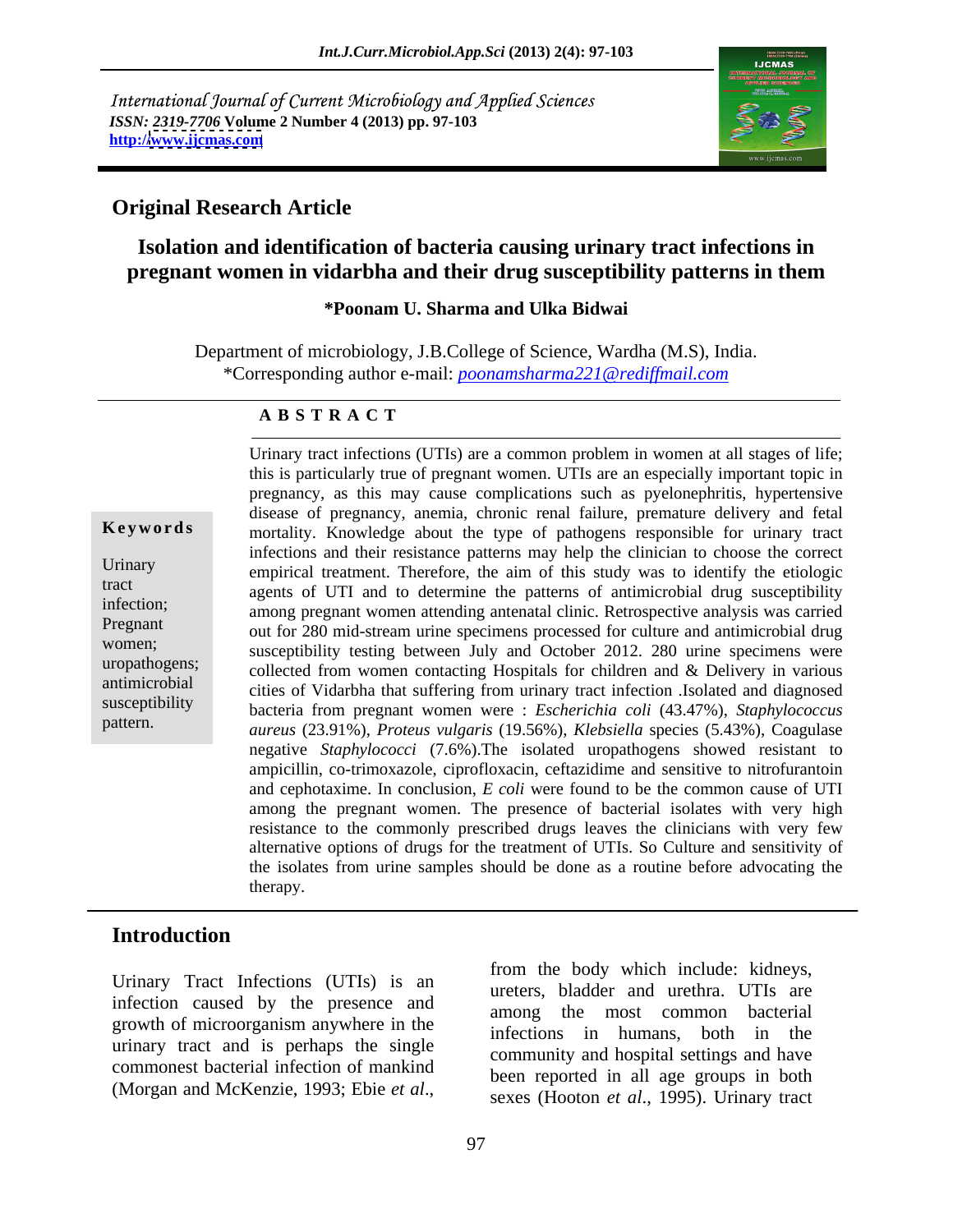International Journal of Current Microbiology and Applied Sciences
*ISSN: 2319-7706* **Volume 2 Number 4 (2013) pp. 97-103**
**http://www.ijcmas.com**

## Original Research Article

# Isolation and identification of bacteria causing urinary tract infections in pregnant women in vidarbha and their drug susceptibility patterns in them

**\*Poonam U. Sharma and Ulka Bidwai**

Department of microbiology, J.B.College of Science, Wardha (M.S), India.
\*Corresponding author e-mail: *poonamsharma221@rediffmail.com*

### A B S T R A C T

**Keywords**

Urinary tract infection; Pregnant women; uropathogens; antimicrobial susceptibility pattern.

Urinary tract infections (UTIs) are a common problem in women at all stages of life; this is particularly true of pregnant women. UTIs are an especially important topic in pregnancy, as this may cause complications such as pyelonephritis, hypertensive disease of pregnancy, anemia, chronic renal failure, premature delivery and fetal mortality. Knowledge about the type of pathogens responsible for urinary tract infections and their resistance patterns may help the clinician to choose the correct empirical treatment. Therefore, the aim of this study was to identify the etiologic agents of UTI and to determine the patterns of antimicrobial drug susceptibility among pregnant women attending antenatal clinic. Retrospective analysis was carried out for 280 mid-stream urine specimens processed for culture and antimicrobial drug susceptibility testing between July and October 2012. 280 urine specimens were collected from women contacting Hospitals for children and & Delivery in various cities of Vidarbha that suffering from urinary tract infection .Isolated and diagnosed bacteria from pregnant women were : *Escherichia coli* (43.47%), *Staphylococcus aureus* (23.91%), *Proteus vulgaris* (19.56%), *Klebsiella* species (5.43%), Coagulase negative *Staphylococci* (7.6%).The isolated uropathogens showed resistant to ampicillin, co-trimoxazole, ciprofloxacin, ceftazidime and sensitive to nitrofurantoin and cephotaxime. In conclusion, *E coli* were found to be the common cause of UTI among the pregnant women. The presence of bacterial isolates with very high resistance to the commonly prescribed drugs leaves the clinicians with very few alternative options of drugs for the treatment of UTIs. So Culture and sensitivity of the isolates from urine samples should be done as a routine before advocating the therapy.

## Introduction

Urinary Tract Infections (UTIs) is an infection caused by the presence and growth of microorganism anywhere in the urinary tract and is perhaps the single commonest bacterial infection of mankind (Morgan and McKenzie, 1993; Ebie *et al*., from the body which include: kidneys, ureters, bladder and urethra. UTIs are among the most common bacterial infections in humans, both in the community and hospital settings and have been reported in all age groups in both sexes (Hooton *et al*., 1995). Urinary tract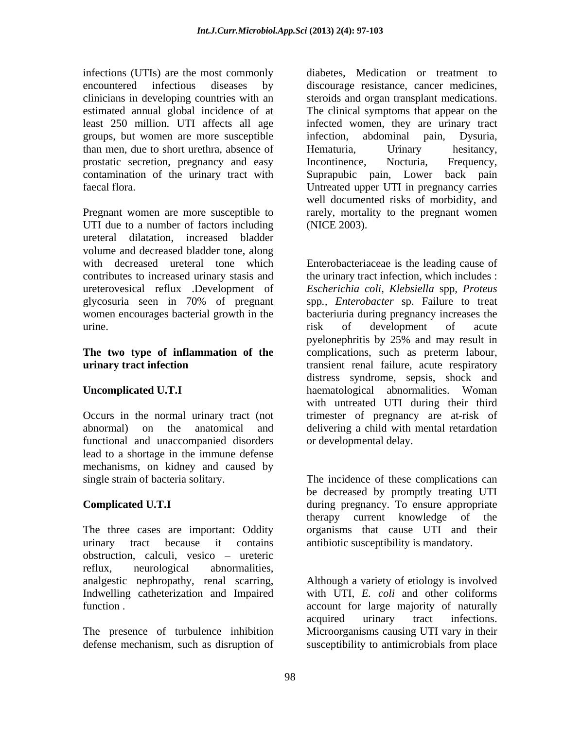infections (UTIs) are the most commonly encountered infectious diseases by clinicians in developing countries with an estimated annual global incidence of at least 250 million. UTI affects all age groups, but women are more susceptible than men, due to short urethra, absence of prostatic secretion, pregnancy and easy contamination of the urinary tract with faecal flora.

Pregnant women are more susceptible to UTI due to a number of factors including ureteral dilatation, increased bladder volume and decreased bladder tone, along with decreased ureteral tone which contributes to increased urinary stasis and ureterovesical reflux .Development of glycosuria seen in 70% of pregnant women encourages bacterial growth in the urine.

**The two type of inflammation of the urinary tract infection**

**Uncomplicated U.T.I**

Occurs in the normal urinary tract (not abnormal) on the anatomical and functional and unaccompanied disorders lead to a shortage in the immune defense mechanisms, on kidney and caused by single strain of bacteria solitary.

**Complicated U.T.I**

The three cases are important: Oddity urinary tract because it contains obstruction, calculi, vesico – ureteric reflux, neurological abnormalities, analgestic nephropathy, renal scarring, Indwelling catheterization and Impaired function .

The presence of turbulence inhibition defense mechanism, such as disruption of diabetes, Medication or treatment to discourage resistance, cancer medicines, steroids and organ transplant medications. The clinical symptoms that appear on the infected women, they are urinary tract infection, abdominal pain, Dysuria, Hematuria, Urinary hesitancy, Incontinence, Nocturia, Frequency, Suprapubic pain, Lower back pain Untreated upper UTI in pregnancy carries well documented risks of morbidity, and rarely, mortality to the pregnant women (NICE 2003).

Enterobacteriaceae is the leading cause of the urinary tract infection, which includes : *Escherichia coli*, *Klebsiella* spp, *Proteus* spp., *Enterobacter* sp. Failure to treat bacteriuria during pregnancy increases the risk of development of acute pyelonephritis by 25% and may result in complications, such as preterm labour, transient renal failure, acute respiratory distress syndrome, sepsis, shock and haematological abnormalities. Woman with untreated UTI during their third trimester of pregnancy are at-risk of delivering a child with mental retardation or developmental delay.

The incidence of these complications can be decreased by promptly treating UTI during pregnancy. To ensure appropriate therapy current knowledge of the organisms that cause UTI and their antibiotic susceptibility is mandatory.

Although a variety of etiology is involved with UTI, *E. coli* and other coliforms account for large majority of naturally acquired urinary tract infections. Microorganisms causing UTI vary in their susceptibility to antimicrobials from place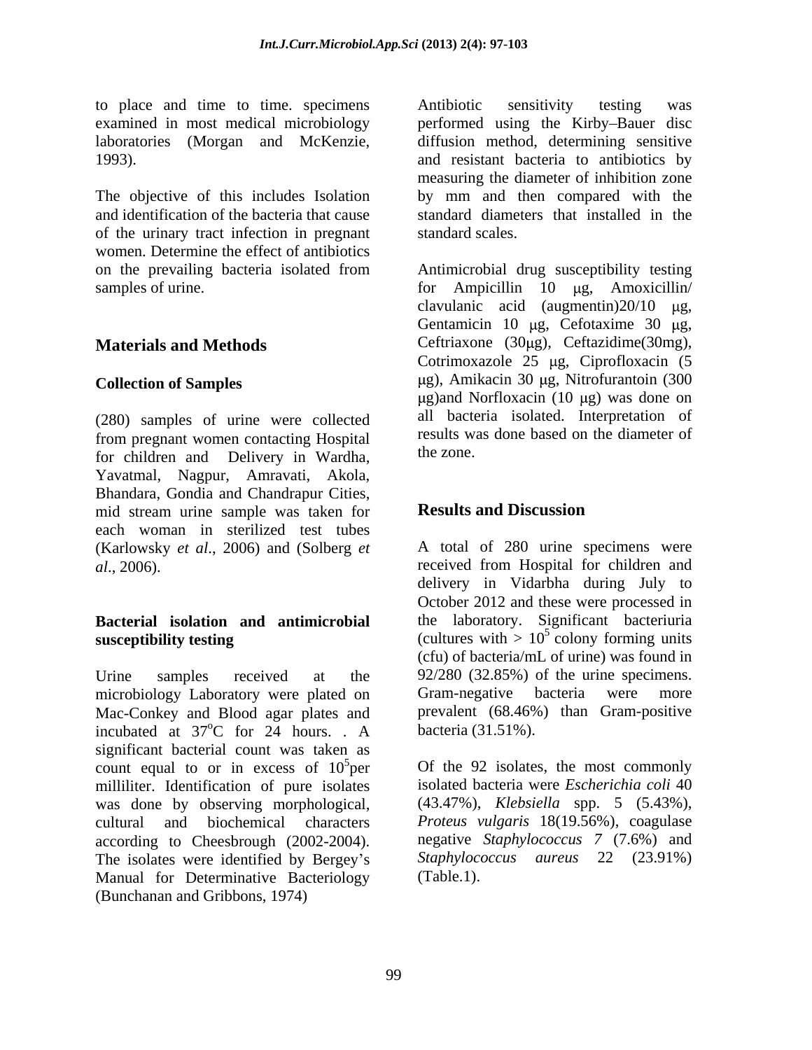to place and time to time. specimens examined in most medical microbiology laboratories (Morgan and McKenzie, 1993).

The objective of this includes Isolation and identification of the bacteria that cause of the urinary tract infection in pregnant women. Determine the effect of antibiotics on the prevailing bacteria isolated from samples of urine.

## Materials and Methods

### Collection of Samples

(280) samples of urine were collected from pregnant women contacting Hospital for children and Delivery in Wardha, Yavatmal, Nagpur, Amravati, Akola, Bhandara, Gondia and Chandrapur Cities, mid stream urine sample was taken for each woman in sterilized test tubes (Karlowsky *et al*., 2006) and (Solberg *et al*., 2006).

### Bacterial isolation and antimicrobial susceptibility testing

Urine samples received at the microbiology Laboratory were plated on Mac-Conkey and Blood agar plates and incubated at $37^oC$ for 24 hours. . A significant bacterial count was taken as count equal to or in excess of $10^5$per milliliter. Identification of pure isolates was done by observing morphological, cultural and biochemical characters according to Cheesbrough (2002-2004). The isolates were identified by Bergey's Manual for Determinative Bacteriology (Bunchanan and Gribbons, 1974)

Antibiotic sensitivity testing was performed using the Kirby–Bauer disc diffusion method, determining sensitive and resistant bacteria to antibiotics by measuring the diameter of inhibition zone by mm and then compared with the standard diameters that installed in the standard scales.

Antimicrobial drug susceptibility testing for Ampicillin 10 μg, Amoxicillin/ clavulanic acid (augmentin)20/10 μg, Gentamicin 10 μg, Cefotaxime 30 μg, Ceftriaxone (30μg), Ceftazidime(30mg), Cotrimoxazole 25 μg, Ciprofloxacin (5 μg), Amikacin 30 μg, Nitrofurantoin (300 μg)and Norfloxacin (10 μg) was done on all bacteria isolated. Interpretation of results was done based on the diameter of the zone.

## Results and Discussion

A total of 280 urine specimens were received from Hospital for children and delivery in Vidarbha during July to October 2012 and these were processed in the laboratory. Significant bacteriuria (cultures with > $10^5$ colony forming units (cfu) of bacteria/mL of urine) was found in 92/280 (32.85%) of the urine specimens. Gram-negative bacteria were more prevalent (68.46%) than Gram-positive bacteria (31.51%).

Of the 92 isolates, the most commonly isolated bacteria were *Escherichia coli* 40 (43.47%), *Klebsiella* spp. 5 (5.43%), *Proteus vulgaris* 18(19.56%), coagulase negative *Staphylococcus 7* (7.6%) and *Staphylococcus aureus* 22 (23.91%) (Table.1).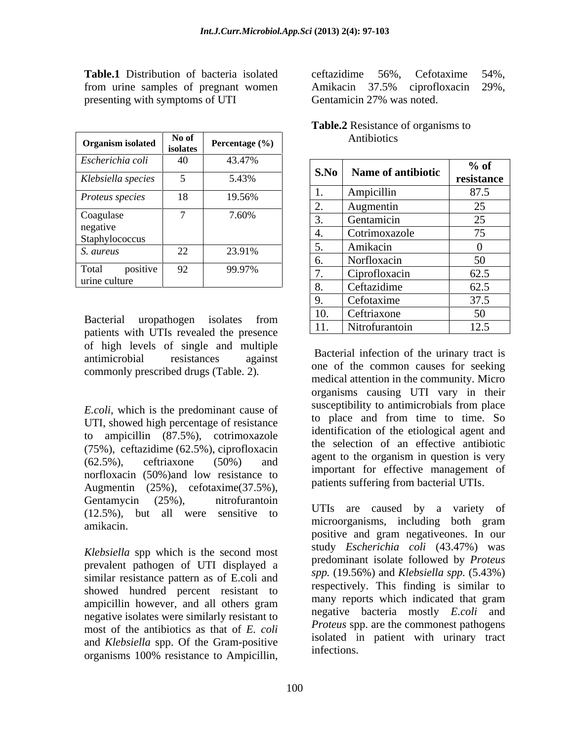**Table.1** Distribution of bacteria isolated from urine samples of pregnant women presenting with symptoms of UTI

| Organism isolated | No of isolates | Percentage (%) |
|---|---|---|
| *Escherichia coli* | 40 | 43.47% |
| *Klebsiella species* | 5 | 5.43% |
| *Proteus species* | 18 | 19.56% |
| Coagulase negative Staphylococcus | 7 | 7.60% |
| *S. aureus* | 22 | 23.91% |
| Total positive urine culture | 92 | 99.97% |

Bacterial uropathogen isolates from patients with UTIs revealed the presence of high levels of single and multiple antimicrobial resistances against commonly prescribed drugs (Table. 2).

*E.coli,* which is the predominant cause of UTI, showed high percentage of resistance to ampicillin (87.5%), cotrimoxazole (75%), ceftazidime (62.5%), ciprofloxacin (62.5%), ceftriaxone (50%) and norfloxacin (50%)and low resistance to Augmentin (25%), cefotaxime(37.5%), Gentamycin (25%), nitrofurantoin (12.5%), but all were sensitive to amikacin.

*Klebsiella* spp which is the second most prevalent pathogen of UTI displayed a similar resistance pattern as of E.coli and showed hundred percent resistant to ampicillin however, and all others gram negative isolates were similarly resistant to most of the antibiotics as that of *E. coli* and *Klebsiella* spp. Of the Gram-positive organisms 100% resistance to Ampicillin, ceftazidime 56%, Cefotaxime 54%, Amikacin 37.5% ciprofloxacin 29%, Gentamicin 27% was noted.

**Table.2** Resistance of organisms to Antibiotics

| S.No | Name of antibiotic | % of resistance |
|---|---|---|
| 1. | Ampicillin | 87.5 |
| 2. | Augmentin | 25 |
| 3. | Gentamicin | 25 |
| 4. | Cotrimoxazole | 75 |
| 5. | Amikacin | 0 |
| 6. | Norfloxacin | 50 |
| 7. | Ciprofloxacin | 62.5 |
| 8. | Ceftazidime | 62.5 |
| 9. | Cefotaxime | 37.5 |
| 10. | Ceftriaxone | 50 |
| 11. | Nitrofurantoin | 12.5 |

Bacterial infection of the urinary tract is one of the common causes for seeking medical attention in the community. Micro organisms causing UTI vary in their susceptibility to antimicrobials from place to place and from time to time. So identification of the etiological agent and the selection of an effective antibiotic agent to the organism in question is very important for effective management of patients suffering from bacterial UTIs.

UTIs are caused by a variety of microorganisms, including both gram positive and gram negativeones. In our study *Escherichia coli* (43.47%) was predominant isolate followed by *Proteus spp.* (19.56%) and *Klebsiella spp.* (5.43%) respectively. This finding is similar to many reports which indicated that gram negative bacteria mostly *E.coli* and *Proteus* spp. are the commonest pathogens isolated in patient with urinary tract infections.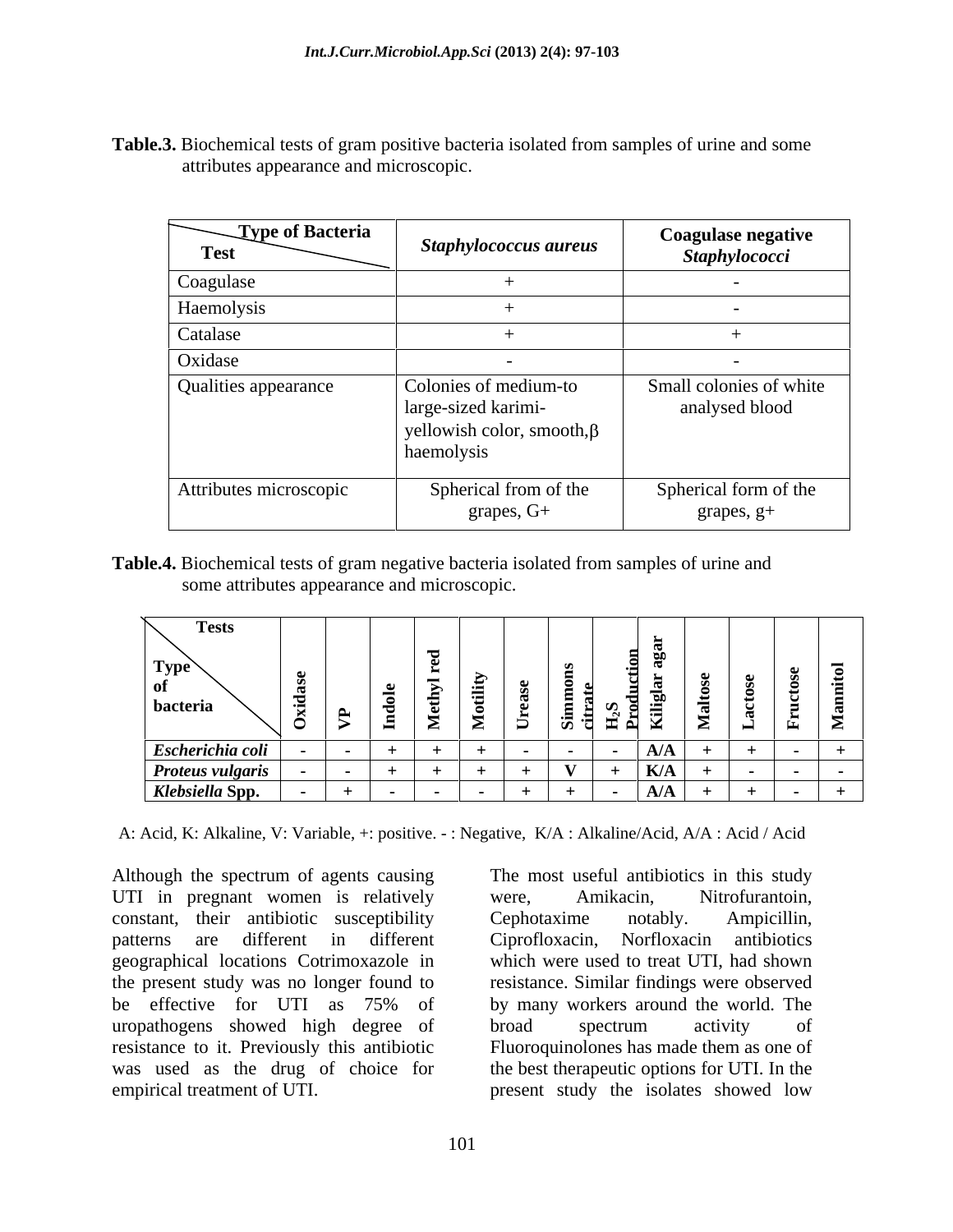**Table.3.** Biochemical tests of gram positive bacteria isolated from samples of urine and some attributes appearance and microscopic.

| Test \ Type of Bacteria | *Staphylococcus aureus* | Coagulase negative *Staphylococci* |
|---|---|---|
| Coagulase | + | - |
| Haemolysis | + | - |
| Catalase | + | + |
| Oxidase | - | - |
| Qualities appearance | Colonies of medium-to large-sized karimi-yellowish color, smooth,β haemolysis | Small colonies of white analysed blood |
| Attributes microscopic | Spherical from of the grapes, G+ | Spherical form of the grapes, g+ |

**Table.4.** Biochemical tests of gram negative bacteria isolated from samples of urine and some attributes appearance and microscopic.

| Type of bacteria \ Tests | Oxidase | VP | Indole | Methyl red | Motility | Urease | Simmons citrate | $H_2S$ Production | Kiliglar agar | Maltose | Lactose | Fructose | Mannitol |
|---|---|---|---|---|---|---|---|---|---|---|---|---|---|
| ***Escherichia coli*** | - | - | + | + | + | - | - | - | **A/A** | + | + | - | + |
| ***Proteus vulgaris*** | - | - | + | + | + | + | **V** | + | **K/A** | + | - | - | - |
| ***Klebsiella* Spp.** | - | + | - | - | - | + | + | - | **A/A** | + | + | - | + |

A: Acid, K: Alkaline, V: Variable, +: positive. - : Negative, K/A : Alkaline/Acid, A/A : Acid / Acid

Although the spectrum of agents causing UTI in pregnant women is relatively constant, their antibiotic susceptibility patterns are different in different geographical locations Cotrimoxazole in the present study was no longer found to be effective for UTI as 75% of uropathogens showed high degree of resistance to it. Previously this antibiotic was used as the drug of choice for empirical treatment of UTI.

The most useful antibiotics in this study were, Amikacin, Nitrofurantoin, Cephotaxime notably. Ampicillin, Ciprofloxacin, Norfloxacin antibiotics which were used to treat UTI, had shown resistance. Similar findings were observed by many workers around the world. The broad spectrum activity of Fluoroquinolones has made them as one of the best therapeutic options for UTI. In the present study the isolates showed low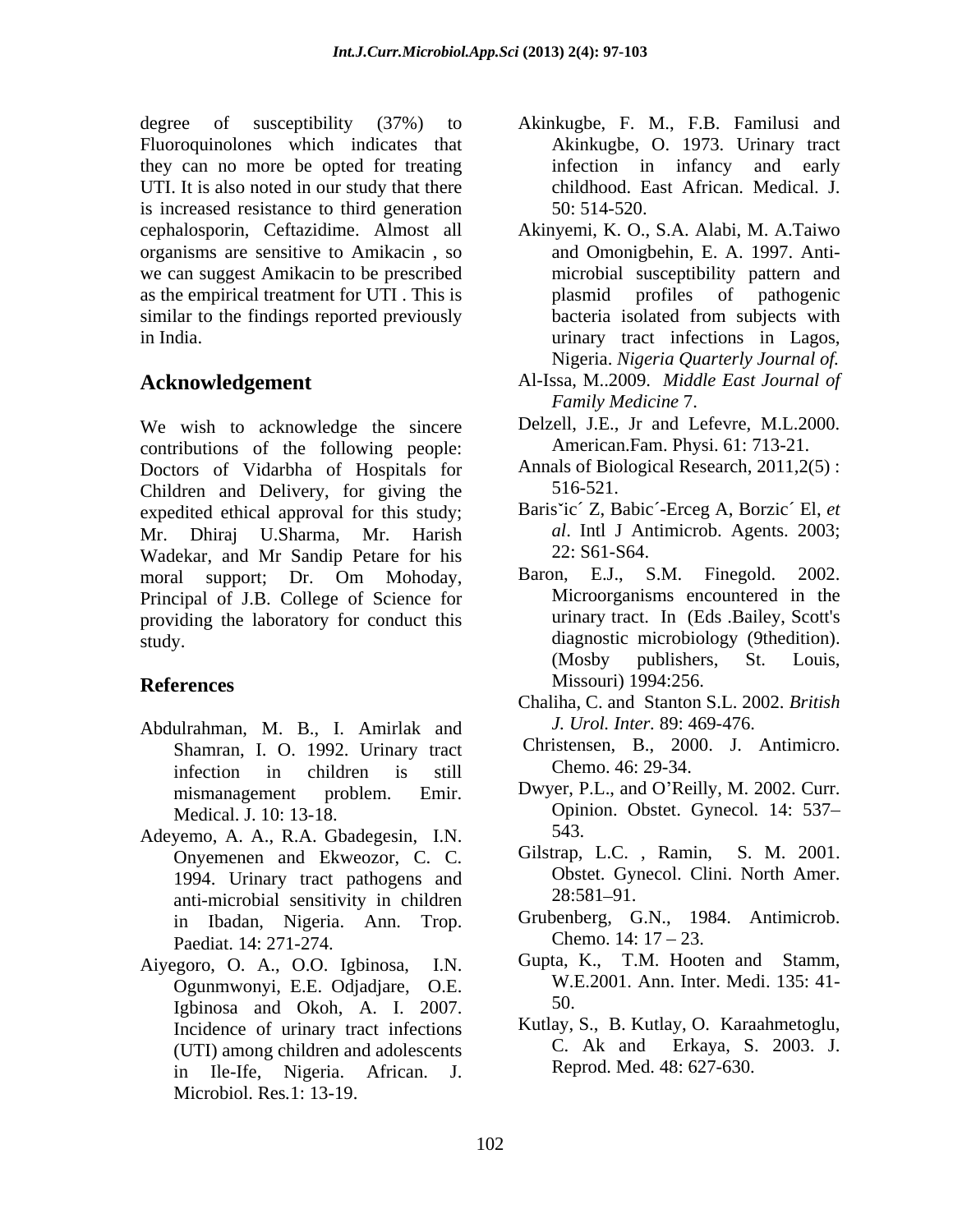degree of susceptibility (37%) to Fluoroquinolones which indicates that they can no more be opted for treating UTI. It is also noted in our study that there is increased resistance to third generation cephalosporin, Ceftazidime. Almost all organisms are sensitive to Amikacin , so we can suggest Amikacin to be prescribed as the empirical treatment for UTI . This is similar to the findings reported previously in India.

## Acknowledgement

We wish to acknowledge the sincere contributions of the following people: Doctors of Vidarbha of Hospitals for Children and Delivery, for giving the expedited ethical approval for this study; Mr. Dhiraj U.Sharma, Mr. Harish Wadekar, and Mr Sandip Petare for his moral support; Dr. Om Mohoday, Principal of J.B. College of Science for providing the laboratory for conduct this study.

## References

Abdulrahman, M. B., I. Amirlak and Shamran, I. O. 1992. Urinary tract infection in children is still mismanagement problem. Emir. Medical. J. 10: 13-18.

Adeyemo, A. A., R.A. Gbadegesin, I.N. Onyemenen and Ekweozor, C. C. 1994. Urinary tract pathogens and anti-microbial sensitivity in children in Ibadan, Nigeria. Ann. Trop. Paediat. 14: 271-274.

Aiyegoro, O. A., O.O. Igbinosa, I.N. Ogunmwonyi, E.E. Odjadjare, O.E. Igbinosa and Okoh, A. I. 2007. Incidence of urinary tract infections (UTI) among children and adolescents in Ile-Ife, Nigeria. African. J. Microbiol. Res.1: 13-19.

Akinkugbe, F. M., F.B. Familusi and Akinkugbe, O. 1973. Urinary tract infection in infancy and early childhood. East African. Medical. J. 50: 514-520.

Akinyemi, K. O., S.A. Alabi, M. A.Taiwo and Omonigbehin, E. A. 1997. Anti-microbial susceptibility pattern and plasmid profiles of pathogenic bacteria isolated from subjects with urinary tract infections in Lagos, Nigeria. *Nigeria Quarterly Journal of.*

Al-Issa, M..2009. *Middle East Journal of Family Medicine* 7.

Delzell, J.E., Jr and Lefevre, M.L.2000. American.Fam. Physi. 61: 713-21.

Annals of Biological Research, 2011,2(5) : 516-521.

Barisˇic´ Z, Babic´-Erceg A, Borzic´ El, *et al*. Intl J Antimicrob. Agents. 2003; 22: S61-S64.

Baron, E.J., S.M. Finegold. 2002. Microorganisms encountered in the urinary tract. In (Eds .Bailey, Scott's diagnostic microbiology (9thedition). (Mosby publishers, St. Louis, Missouri) 1994:256.

Chaliha, C. and Stanton S.L. 2002. *British J. Urol. Inter.* 89: 469-476.

Christensen, B., 2000. J. Antimicro. Chemo. 46: 29-34.

Dwyer, P.L., and O'Reilly, M. 2002. Curr. Opinion. Obstet. Gynecol. 14: 537–543.

Gilstrap, L.C. , Ramin, S. M. 2001. Obstet. Gynecol. Clini. North Amer. 28:581–91.

Grubenberg, G.N., 1984. Antimicrob. Chemo. 14: 17 – 23.

Gupta, K., T.M. Hooten and Stamm, W.E.2001. Ann. Inter. Medi. 135: 41-50.

Kutlay, S., B. Kutlay, O. Karaahmetoglu, C. Ak and Erkaya, S. 2003. J. Reprod. Med. 48: 627-630.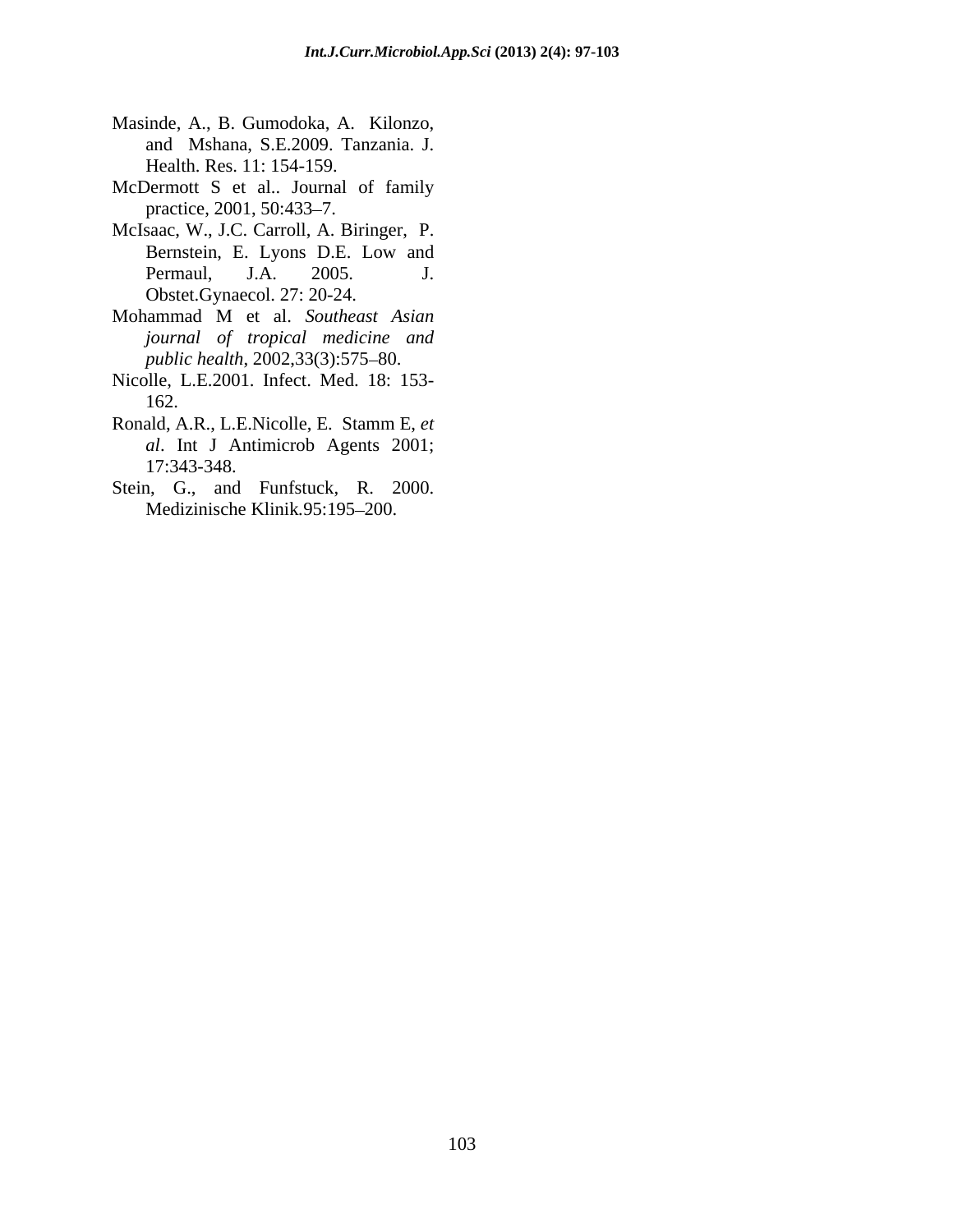Masinde, A., B. Gumodoka, A. Kilonzo, and Mshana, S.E.2009. Tanzania. J. Health. Res. 11: 154-159.

McDermott S et al.. Journal of family practice, 2001, 50:433–7.

McIsaac, W., J.C. Carroll, A. Biringer, P. Bernstein, E. Lyons D.E. Low and Permaul, J.A. 2005. J. Obstet.Gynaecol. 27: 20-24.

Mohammad M et al. *Southeast Asian journal of tropical medicine and public health*, 2002,33(3):575–80.

Nicolle, L.E.2001. Infect. Med. 18: 153-162.

Ronald, A.R., L.E.Nicolle, E. Stamm E, *et al*. Int J Antimicrob Agents 2001; 17:343-348.

Stein, G., and Funfstuck, R. 2000. Medizinische Klinik.95:195–200.